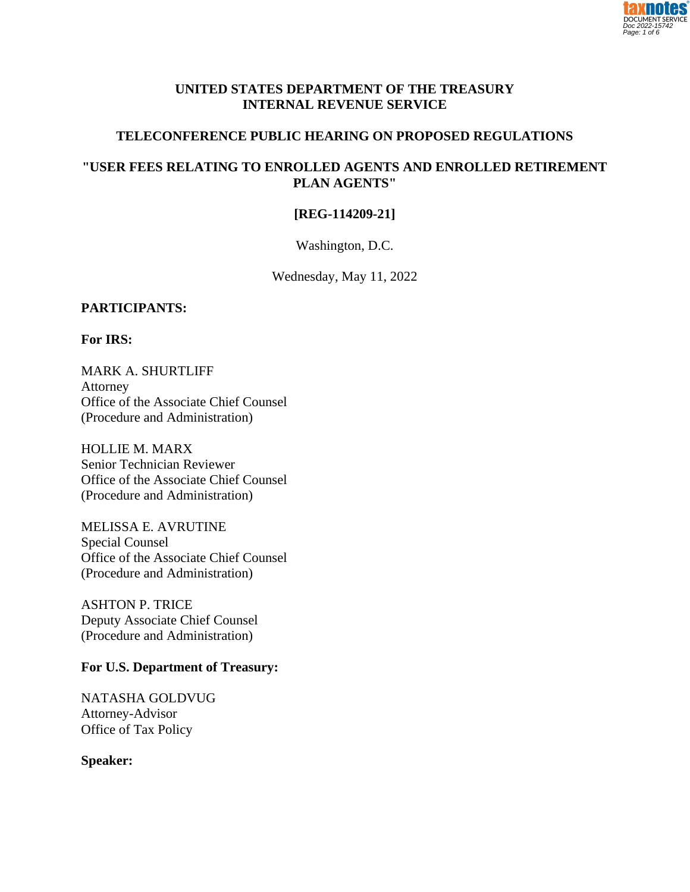**UNITED STATES DEPARTMENT OF THE TREASURY**
**INTERNAL REVENUE SERVICE**

**TELECONFERENCE PUBLIC HEARING ON PROPOSED REGULATIONS**

**"USER FEES RELATING TO ENROLLED AGENTS AND ENROLLED RETIREMENT PLAN AGENTS"**

**[REG-114209-21]**

Washington, D.C.

Wednesday, May 11, 2022

**PARTICIPANTS:**

**For IRS:**

MARK A. SHURTLIFF
Attorney
Office of the Associate Chief Counsel
(Procedure and Administration)

HOLLIE M. MARX
Senior Technician Reviewer
Office of the Associate Chief Counsel
(Procedure and Administration)

MELISSA E. AVRUTINE
Special Counsel
Office of the Associate Chief Counsel
(Procedure and Administration)

ASHTON P. TRICE
Deputy Associate Chief Counsel
(Procedure and Administration)

**For U.S. Department of Treasury:**

NATASHA GOLDVUG
Attorney-Advisor
Office of Tax Policy

**Speaker:**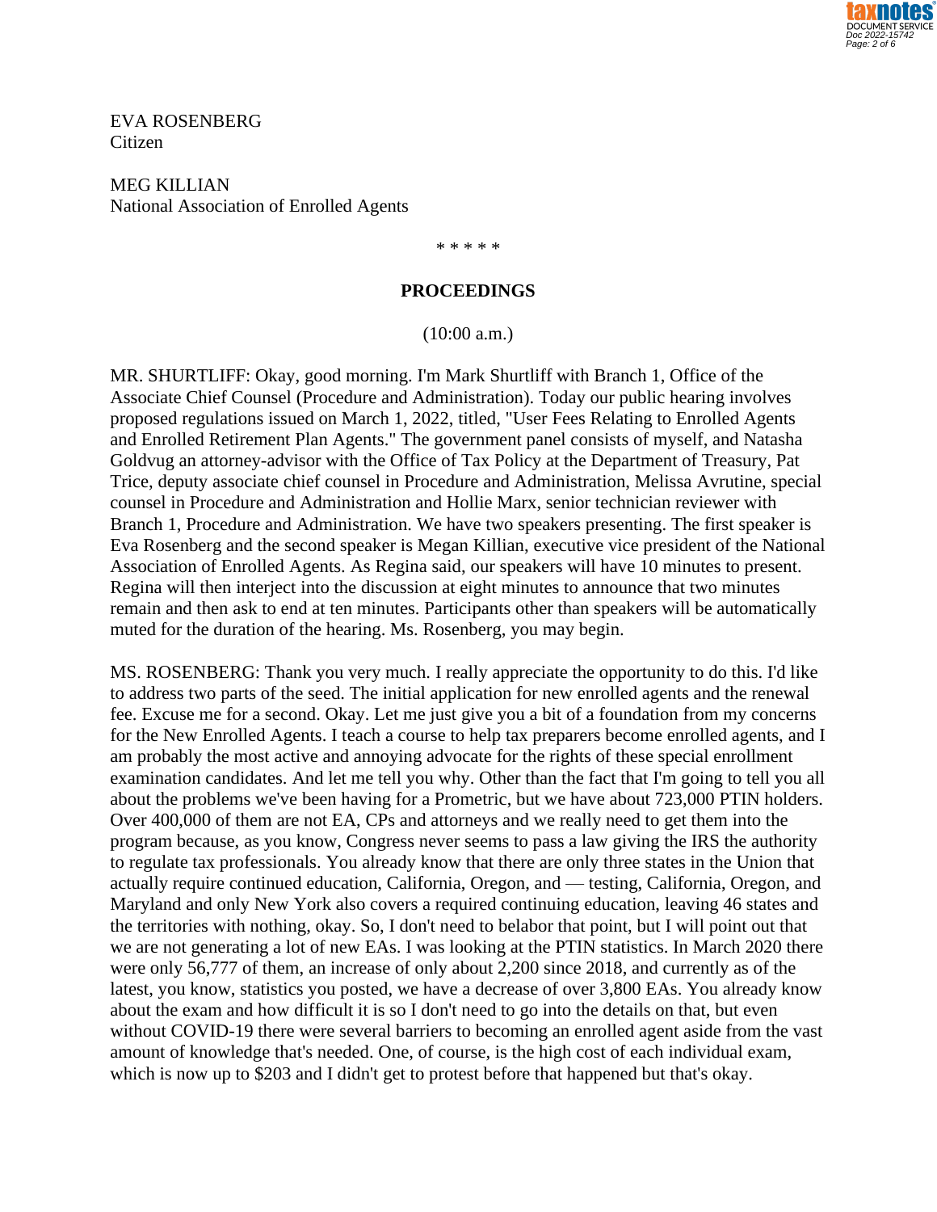EVA ROSENBERG
Citizen

MEG KILLIAN
National Association of Enrolled Agents

\* \* \* \* \*

**PROCEEDINGS**

(10:00 a.m.)

MR. SHURTLIFF: Okay, good morning. I'm Mark Shurtliff with Branch 1, Office of the Associate Chief Counsel (Procedure and Administration). Today our public hearing involves proposed regulations issued on March 1, 2022, titled, "User Fees Relating to Enrolled Agents and Enrolled Retirement Plan Agents." The government panel consists of myself, and Natasha Goldvug an attorney-advisor with the Office of Tax Policy at the Department of Treasury, Pat Trice, deputy associate chief counsel in Procedure and Administration, Melissa Avrutine, special counsel in Procedure and Administration and Hollie Marx, senior technician reviewer with Branch 1, Procedure and Administration. We have two speakers presenting. The first speaker is Eva Rosenberg and the second speaker is Megan Killian, executive vice president of the National Association of Enrolled Agents. As Regina said, our speakers will have 10 minutes to present. Regina will then interject into the discussion at eight minutes to announce that two minutes remain and then ask to end at ten minutes. Participants other than speakers will be automatically muted for the duration of the hearing. Ms. Rosenberg, you may begin.

MS. ROSENBERG: Thank you very much. I really appreciate the opportunity to do this. I'd like to address two parts of the seed. The initial application for new enrolled agents and the renewal fee. Excuse me for a second. Okay. Let me just give you a bit of a foundation from my concerns for the New Enrolled Agents. I teach a course to help tax preparers become enrolled agents, and I am probably the most active and annoying advocate for the rights of these special enrollment examination candidates. And let me tell you why. Other than the fact that I'm going to tell you all about the problems we've been having for a Prometric, but we have about 723,000 PTIN holders. Over 400,000 of them are not EA, CPs and attorneys and we really need to get them into the program because, as you know, Congress never seems to pass a law giving the IRS the authority to regulate tax professionals. You already know that there are only three states in the Union that actually require continued education, California, Oregon, and — testing, California, Oregon, and Maryland and only New York also covers a required continuing education, leaving 46 states and the territories with nothing, okay. So, I don't need to belabor that point, but I will point out that we are not generating a lot of new EAs. I was looking at the PTIN statistics. In March 2020 there were only 56,777 of them, an increase of only about 2,200 since 2018, and currently as of the latest, you know, statistics you posted, we have a decrease of over 3,800 EAs. You already know about the exam and how difficult it is so I don't need to go into the details on that, but even without COVID-19 there were several barriers to becoming an enrolled agent aside from the vast amount of knowledge that's needed. One, of course, is the high cost of each individual exam, which is now up to $203 and I didn't get to protest before that happened but that's okay.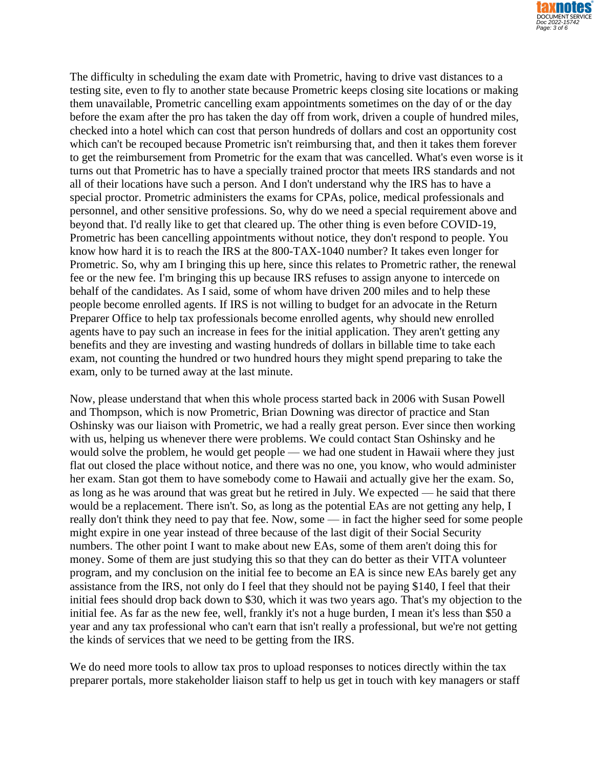The difficulty in scheduling the exam date with Prometric, having to drive vast distances to a testing site, even to fly to another state because Prometric keeps closing site locations or making them unavailable, Prometric cancelling exam appointments sometimes on the day of or the day before the exam after the pro has taken the day off from work, driven a couple of hundred miles, checked into a hotel which can cost that person hundreds of dollars and cost an opportunity cost which can't be recouped because Prometric isn't reimbursing that, and then it takes them forever to get the reimbursement from Prometric for the exam that was cancelled. What's even worse is it turns out that Prometric has to have a specially trained proctor that meets IRS standards and not all of their locations have such a person. And I don't understand why the IRS has to have a special proctor. Prometric administers the exams for CPAs, police, medical professionals and personnel, and other sensitive professions. So, why do we need a special requirement above and beyond that. I'd really like to get that cleared up. The other thing is even before COVID-19, Prometric has been cancelling appointments without notice, they don't respond to people. You know how hard it is to reach the IRS at the 800-TAX-1040 number? It takes even longer for Prometric. So, why am I bringing this up here, since this relates to Prometric rather, the renewal fee or the new fee. I'm bringing this up because IRS refuses to assign anyone to intercede on behalf of the candidates. As I said, some of whom have driven 200 miles and to help these people become enrolled agents. If IRS is not willing to budget for an advocate in the Return Preparer Office to help tax professionals become enrolled agents, why should new enrolled agents have to pay such an increase in fees for the initial application. They aren't getting any benefits and they are investing and wasting hundreds of dollars in billable time to take each exam, not counting the hundred or two hundred hours they might spend preparing to take the exam, only to be turned away at the last minute.

Now, please understand that when this whole process started back in 2006 with Susan Powell and Thompson, which is now Prometric, Brian Downing was director of practice and Stan Oshinsky was our liaison with Prometric, we had a really great person. Ever since then working with us, helping us whenever there were problems. We could contact Stan Oshinsky and he would solve the problem, he would get people — we had one student in Hawaii where they just flat out closed the place without notice, and there was no one, you know, who would administer her exam. Stan got them to have somebody come to Hawaii and actually give her the exam. So, as long as he was around that was great but he retired in July. We expected — he said that there would be a replacement. There isn't. So, as long as the potential EAs are not getting any help, I really don't think they need to pay that fee. Now, some — in fact the higher seed for some people might expire in one year instead of three because of the last digit of their Social Security numbers. The other point I want to make about new EAs, some of them aren't doing this for money. Some of them are just studying this so that they can do better as their VITA volunteer program, and my conclusion on the initial fee to become an EA is since new EAs barely get any assistance from the IRS, not only do I feel that they should not be paying $140, I feel that their initial fees should drop back down to $30, which it was two years ago. That's my objection to the initial fee. As far as the new fee, well, frankly it's not a huge burden, I mean it's less than $50 a year and any tax professional who can't earn that isn't really a professional, but we're not getting the kinds of services that we need to be getting from the IRS.

We do need more tools to allow tax pros to upload responses to notices directly within the tax preparer portals, more stakeholder liaison staff to help us get in touch with key managers or staff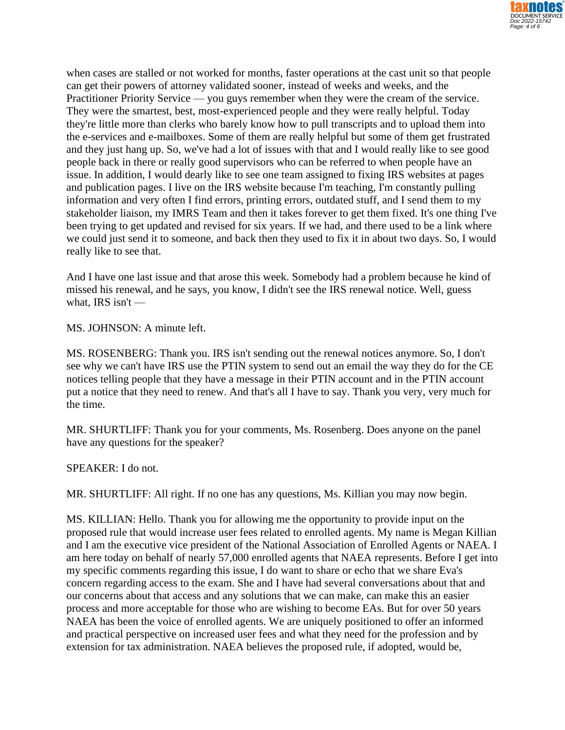when cases are stalled or not worked for months, faster operations at the cast unit so that people can get their powers of attorney validated sooner, instead of weeks and weeks, and the Practitioner Priority Service — you guys remember when they were the cream of the service. They were the smartest, best, most-experienced people and they were really helpful. Today they're little more than clerks who barely know how to pull transcripts and to upload them into the e-services and e-mailboxes. Some of them are really helpful but some of them get frustrated and they just hang up. So, we've had a lot of issues with that and I would really like to see good people back in there or really good supervisors who can be referred to when people have an issue. In addition, I would dearly like to see one team assigned to fixing IRS websites at pages and publication pages. I live on the IRS website because I'm teaching, I'm constantly pulling information and very often I find errors, printing errors, outdated stuff, and I send them to my stakeholder liaison, my IMRS Team and then it takes forever to get them fixed. It's one thing I've been trying to get updated and revised for six years. If we had, and there used to be a link where we could just send it to someone, and back then they used to fix it in about two days. So, I would really like to see that.

And I have one last issue and that arose this week. Somebody had a problem because he kind of missed his renewal, and he says, you know, I didn't see the IRS renewal notice. Well, guess what, IRS isn't —

MS. JOHNSON: A minute left.

MS. ROSENBERG: Thank you. IRS isn't sending out the renewal notices anymore. So, I don't see why we can't have IRS use the PTIN system to send out an email the way they do for the CE notices telling people that they have a message in their PTIN account and in the PTIN account put a notice that they need to renew. And that's all I have to say. Thank you very, very much for the time.

MR. SHURTLIFF: Thank you for your comments, Ms. Rosenberg. Does anyone on the panel have any questions for the speaker?

SPEAKER: I do not.

MR. SHURTLIFF: All right. If no one has any questions, Ms. Killian you may now begin.

MS. KILLIAN: Hello. Thank you for allowing me the opportunity to provide input on the proposed rule that would increase user fees related to enrolled agents. My name is Megan Killian and I am the executive vice president of the National Association of Enrolled Agents or NAEA. I am here today on behalf of nearly 57,000 enrolled agents that NAEA represents. Before I get into my specific comments regarding this issue, I do want to share or echo that we share Eva's concern regarding access to the exam. She and I have had several conversations about that and our concerns about that access and any solutions that we can make, can make this an easier process and more acceptable for those who are wishing to become EAs. But for over 50 years NAEA has been the voice of enrolled agents. We are uniquely positioned to offer an informed and practical perspective on increased user fees and what they need for the profession and by extension for tax administration. NAEA believes the proposed rule, if adopted, would be,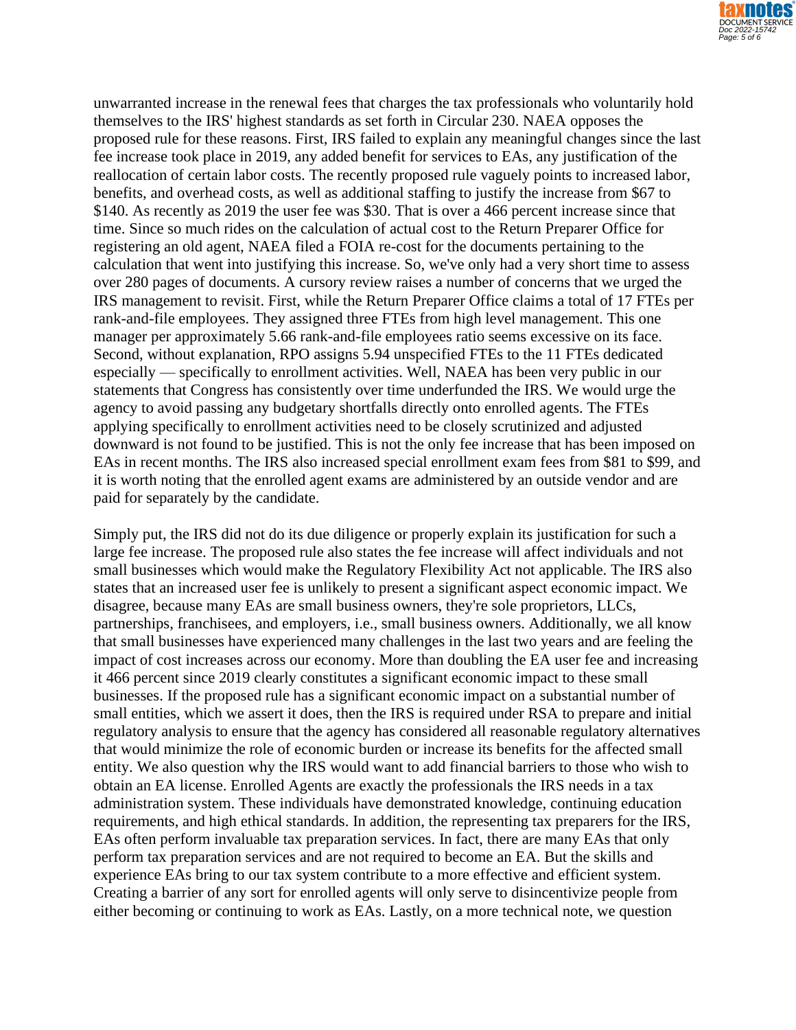unwarranted increase in the renewal fees that charges the tax professionals who voluntarily hold themselves to the IRS' highest standards as set forth in Circular 230. NAEA opposes the proposed rule for these reasons. First, IRS failed to explain any meaningful changes since the last fee increase took place in 2019, any added benefit for services to EAs, any justification of the reallocation of certain labor costs. The recently proposed rule vaguely points to increased labor, benefits, and overhead costs, as well as additional staffing to justify the increase from $67 to $140. As recently as 2019 the user fee was $30. That is over a 466 percent increase since that time. Since so much rides on the calculation of actual cost to the Return Preparer Office for registering an old agent, NAEA filed a FOIA re-cost for the documents pertaining to the calculation that went into justifying this increase. So, we've only had a very short time to assess over 280 pages of documents. A cursory review raises a number of concerns that we urged the IRS management to revisit. First, while the Return Preparer Office claims a total of 17 FTEs per rank-and-file employees. They assigned three FTEs from high level management. This one manager per approximately 5.66 rank-and-file employees ratio seems excessive on its face. Second, without explanation, RPO assigns 5.94 unspecified FTEs to the 11 FTEs dedicated especially — specifically to enrollment activities. Well, NAEA has been very public in our statements that Congress has consistently over time underfunded the IRS. We would urge the agency to avoid passing any budgetary shortfalls directly onto enrolled agents. The FTEs applying specifically to enrollment activities need to be closely scrutinized and adjusted downward is not found to be justified. This is not the only fee increase that has been imposed on EAs in recent months. The IRS also increased special enrollment exam fees from $81 to $99, and it is worth noting that the enrolled agent exams are administered by an outside vendor and are paid for separately by the candidate.

Simply put, the IRS did not do its due diligence or properly explain its justification for such a large fee increase. The proposed rule also states the fee increase will affect individuals and not small businesses which would make the Regulatory Flexibility Act not applicable. The IRS also states that an increased user fee is unlikely to present a significant aspect economic impact. We disagree, because many EAs are small business owners, they're sole proprietors, LLCs, partnerships, franchisees, and employers, i.e., small business owners. Additionally, we all know that small businesses have experienced many challenges in the last two years and are feeling the impact of cost increases across our economy. More than doubling the EA user fee and increasing it 466 percent since 2019 clearly constitutes a significant economic impact to these small businesses. If the proposed rule has a significant economic impact on a substantial number of small entities, which we assert it does, then the IRS is required under RSA to prepare and initial regulatory analysis to ensure that the agency has considered all reasonable regulatory alternatives that would minimize the role of economic burden or increase its benefits for the affected small entity. We also question why the IRS would want to add financial barriers to those who wish to obtain an EA license. Enrolled Agents are exactly the professionals the IRS needs in a tax administration system. These individuals have demonstrated knowledge, continuing education requirements, and high ethical standards. In addition, the representing tax preparers for the IRS, EAs often perform invaluable tax preparation services. In fact, there are many EAs that only perform tax preparation services and are not required to become an EA. But the skills and experience EAs bring to our tax system contribute to a more effective and efficient system. Creating a barrier of any sort for enrolled agents will only serve to disincentivize people from either becoming or continuing to work as EAs. Lastly, on a more technical note, we question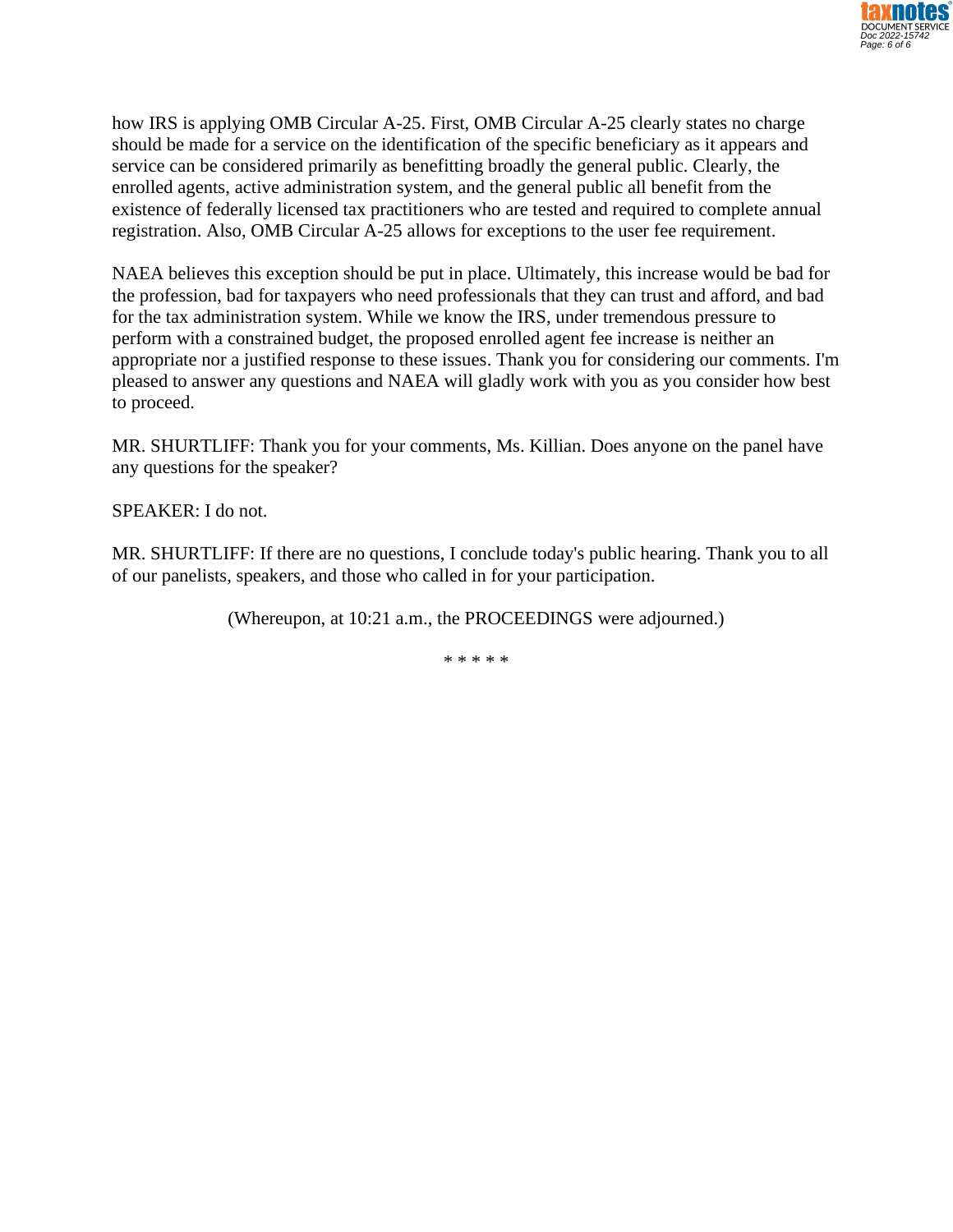how IRS is applying OMB Circular A-25. First, OMB Circular A-25 clearly states no charge should be made for a service on the identification of the specific beneficiary as it appears and service can be considered primarily as benefitting broadly the general public. Clearly, the enrolled agents, active administration system, and the general public all benefit from the existence of federally licensed tax practitioners who are tested and required to complete annual registration. Also, OMB Circular A-25 allows for exceptions to the user fee requirement.

NAEA believes this exception should be put in place. Ultimately, this increase would be bad for the profession, bad for taxpayers who need professionals that they can trust and afford, and bad for the tax administration system. While we know the IRS, under tremendous pressure to perform with a constrained budget, the proposed enrolled agent fee increase is neither an appropriate nor a justified response to these issues. Thank you for considering our comments. I'm pleased to answer any questions and NAEA will gladly work with you as you consider how best to proceed.

MR. SHURTLIFF: Thank you for your comments, Ms. Killian. Does anyone on the panel have any questions for the speaker?

SPEAKER: I do not.

MR. SHURTLIFF: If there are no questions, I conclude today's public hearing. Thank you to all of our panelists, speakers, and those who called in for your participation.

(Whereupon, at 10:21 a.m., the PROCEEDINGS were adjourned.)

* * * * *